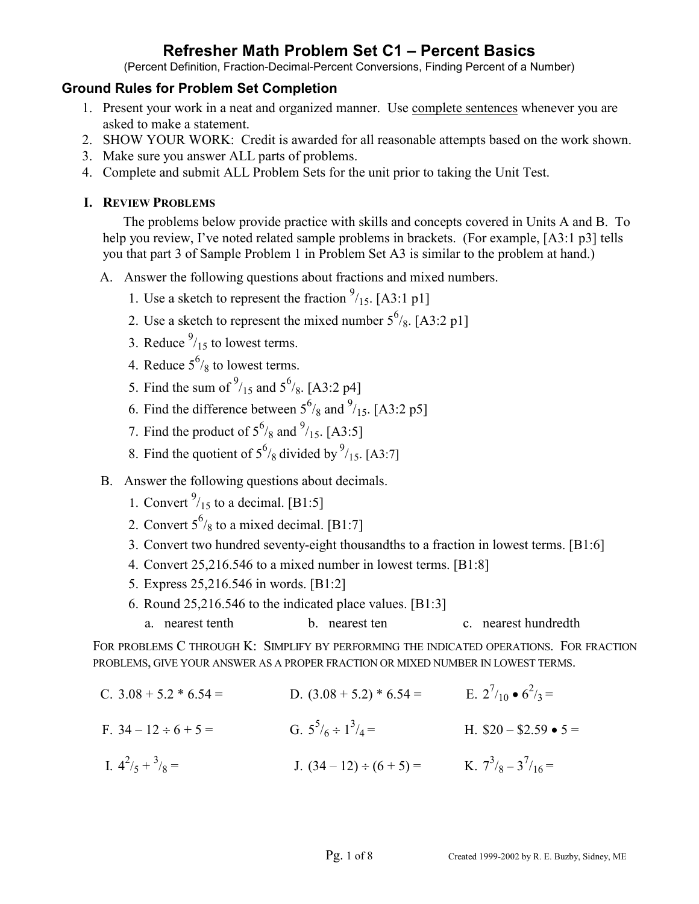# Refresher Math Problem Set C1 – Percent Basics

(Percent Definition, Fraction-Decimal-Percent Conversions, Finding Percent of a Number)

## Ground Rules for Problem Set Completion

1. Present your work in a neat and organized manner. Use complete sentences whenever you are asked to make a statement.
2. SHOW YOUR WORK: Credit is awarded for all reasonable attempts based on the work shown.
3. Make sure you answer ALL parts of problems.
4. Complete and submit ALL Problem Sets for the unit prior to taking the Unit Test.

### I. Review Problems

The problems below provide practice with skills and concepts covered in Units A and B. To help you review, I've noted related sample problems in brackets. (For example, [A3:1 p3] tells you that part 3 of Sample Problem 1 in Problem Set A3 is similar to the problem at hand.)

A. Answer the following questions about fractions and mixed numbers.

1. Use a sketch to represent the fraction $^9/_{15}$. [A3:1 p1]
2. Use a sketch to represent the mixed number $5^6/_8$. [A3:2 p1]
3. Reduce $^9/_{15}$ to lowest terms.
4. Reduce $5^6/_8$ to lowest terms.
5. Find the sum of $^9/_{15}$ and $5^6/_8$. [A3:2 p4]
6. Find the difference between $5^6/_8$ and $^9/_{15}$. [A3:2 p5]
7. Find the product of $5^6/_8$ and $^9/_{15}$. [A3:5]
8. Find the quotient of $5^6/_8$ divided by $^9/_{15}$. [A3:7]

B. Answer the following questions about decimals.

1. Convert $^9/_{15}$ to a decimal. [B1:5]
2. Convert $5^6/_8$ to a mixed decimal. [B1:7]
3. Convert two hundred seventy-eight thousandths to a fraction in lowest terms. [B1:6]
4. Convert 25,216.546 to a mixed number in lowest terms. [B1:8]
5. Express 25,216.546 in words. [B1:2]
6. Round 25,216.546 to the indicated place values. [B1:3]
   a. nearest tenth  b. nearest ten  c. nearest hundredth

For problems C through K: Simplify by performing the indicated operations. For fraction problems, give your answer as a proper fraction or mixed number in lowest terms.

C. $3.08 + 5.2 * 6.54 =$

D. $(3.08 + 5.2) * 6.54 =$

E. $2^7/_{10} \bullet 6^2/_3 =$

F. $34 - 12 \div 6 + 5 =$

G. $5^5/_6 \div 1^3/_4 =$

H. $\$20 - \$2.59 \bullet 5 =$

I. $4^2/_5 + {}^3/_8 =$

J. $(34 - 12) \div (6 + 5) =$

K. $7^3/_8 - 3^7/_{16} =$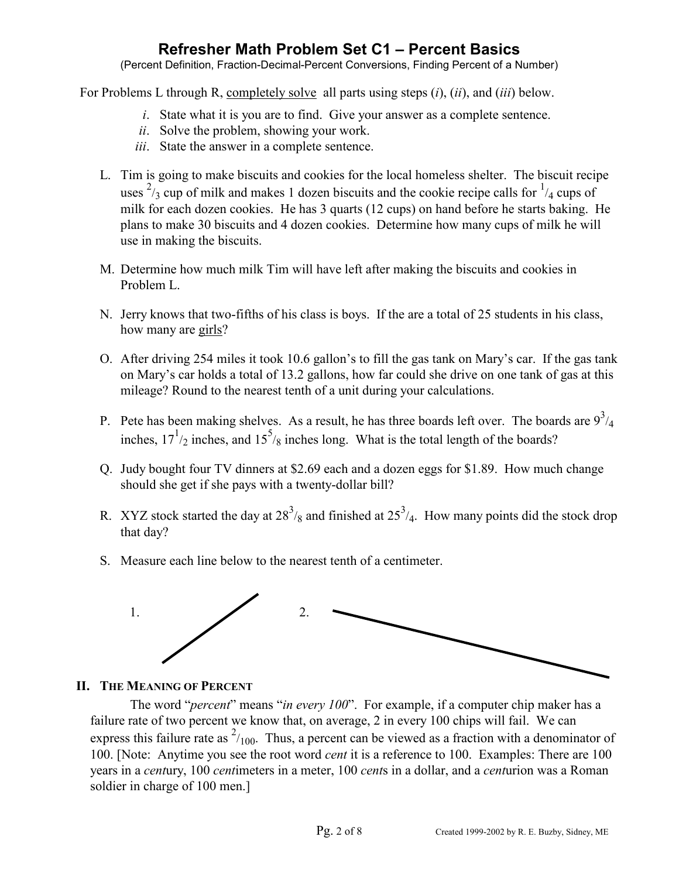# Refresher Math Problem Set C1 – Percent Basics

(Percent Definition, Fraction-Decimal-Percent Conversions, Finding Percent of a Number)

For Problems L through R, completely solve all parts using steps (*i*), (*ii*), and (*iii*) below.

*i*. State what it is you are to find. Give your answer as a complete sentence.
*ii*. Solve the problem, showing your work.
*iii*. State the answer in a complete sentence.

L. Tim is going to make biscuits and cookies for the local homeless shelter. The biscuit recipe uses $^2/_3$ cup of milk and makes 1 dozen biscuits and the cookie recipe calls for $^1/_4$ cups of milk for each dozen cookies. He has 3 quarts (12 cups) on hand before he starts baking. He plans to make 30 biscuits and 4 dozen cookies. Determine how many cups of milk he will use in making the biscuits.

M. Determine how much milk Tim will have left after making the biscuits and cookies in Problem L.

N. Jerry knows that two-fifths of his class is boys. If the are a total of 25 students in his class, how many are girls?

O. After driving 254 miles it took 10.6 gallon's to fill the gas tank on Mary's car. If the gas tank on Mary's car holds a total of 13.2 gallons, how far could she drive on one tank of gas at this mileage? Round to the nearest tenth of a unit during your calculations.

P. Pete has been making shelves. As a result, he has three boards left over. The boards are $9^3/_4$ inches, $17^1/_2$ inches, and $15^5/_8$ inches long. What is the total length of the boards?

Q. Judy bought four TV dinners at \$2.69 each and a dozen eggs for \$1.89. How much change should she get if she pays with a twenty-dollar bill?

R. XYZ stock started the day at $28^3/_8$ and finished at $25^3/_4$. How many points did the stock drop that day?

S. Measure each line below to the nearest tenth of a centimeter.

1. 2.

## II. The Meaning of Percent

The word "*percent*" means "*in every 100*". For example, if a computer chip maker has a failure rate of two percent we know that, on average, 2 in every 100 chips will fail. We can express this failure rate as $^2/_{100}$. Thus, a percent can be viewed as a fraction with a denominator of 100. [Note: Anytime you see the root word *cent* it is a reference to 100. Examples: There are 100 years in a *cent*ury, 100 *cent*imeters in a meter, 100 *cent*s in a dollar, and a *cent*urion was a Roman soldier in charge of 100 men.]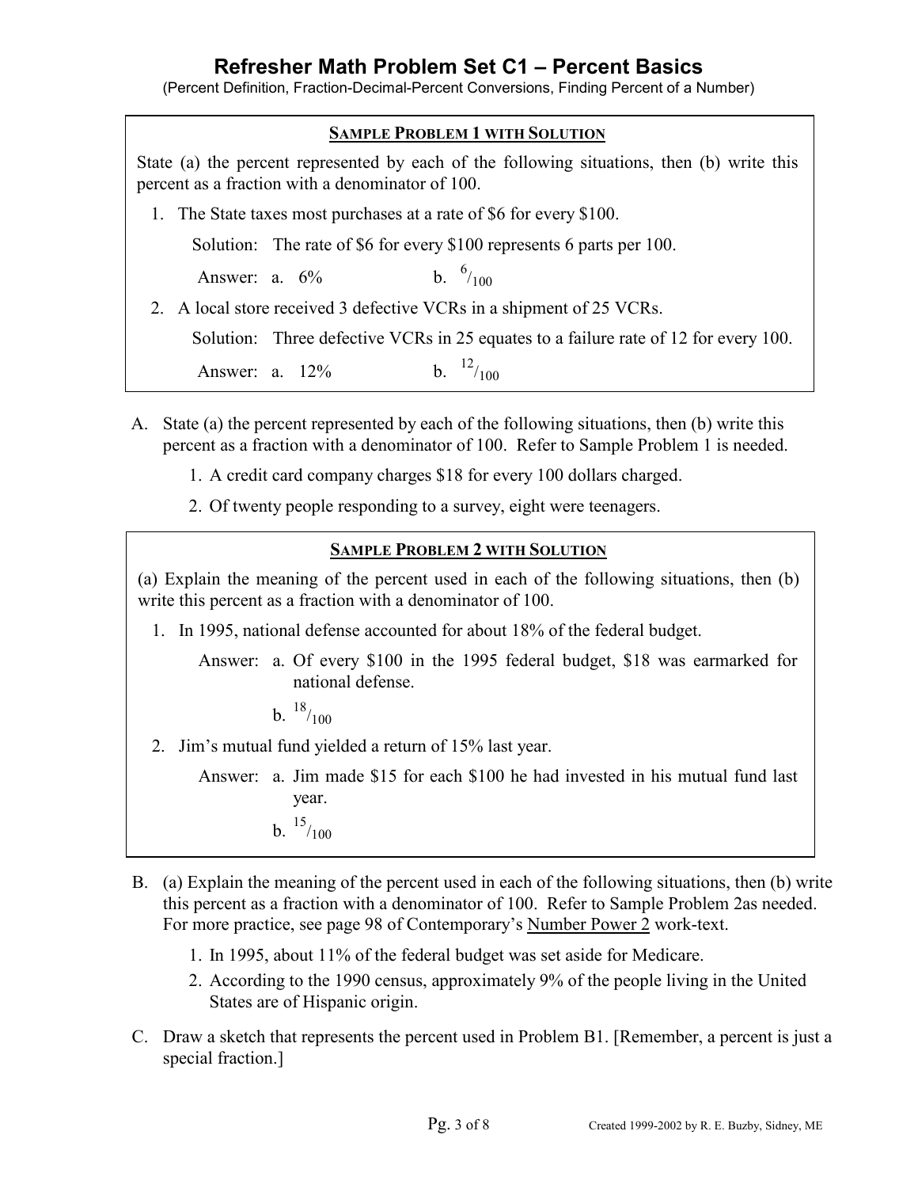# Refresher Math Problem Set C1 – Percent Basics

(Percent Definition, Fraction-Decimal-Percent Conversions, Finding Percent of a Number)

**SAMPLE PROBLEM 1 WITH SOLUTION**

State (a) the percent represented by each of the following situations, then (b) write this percent as a fraction with a denominator of 100.

1. The State taxes most purchases at a rate of $6 for every $100.

   Solution: The rate of $6 for every $100 represents 6 parts per 100.

   Answer: a. 6% b. $^{6}/_{100}$

2. A local store received 3 defective VCRs in a shipment of 25 VCRs.

   Solution: Three defective VCRs in 25 equates to a failure rate of 12 for every 100.

   Answer: a. 12% b. $^{12}/_{100}$

A. State (a) the percent represented by each of the following situations, then (b) write this percent as a fraction with a denominator of 100. Refer to Sample Problem 1 is needed.

   1. A credit card company charges $18 for every 100 dollars charged.
   2. Of twenty people responding to a survey, eight were teenagers.

**SAMPLE PROBLEM 2 WITH SOLUTION**

(a) Explain the meaning of the percent used in each of the following situations, then (b) write this percent as a fraction with a denominator of 100.

1. In 1995, national defense accounted for about 18% of the federal budget.

   Answer: a. Of every $100 in the 1995 federal budget, $18 was earmarked for national defense.

   b. $^{18}/_{100}$

2. Jim's mutual fund yielded a return of 15% last year.

   Answer: a. Jim made $15 for each $100 he had invested in his mutual fund last year.

   b. $^{15}/_{100}$

B. (a) Explain the meaning of the percent used in each of the following situations, then (b) write this percent as a fraction with a denominator of 100. Refer to Sample Problem 2as needed. For more practice, see page 98 of Contemporary's Number Power 2 work-text.

   1. In 1995, about 11% of the federal budget was set aside for Medicare.
   2. According to the 1990 census, approximately 9% of the people living in the United States are of Hispanic origin.

C. Draw a sketch that represents the percent used in Problem B1. [Remember, a percent is just a special fraction.]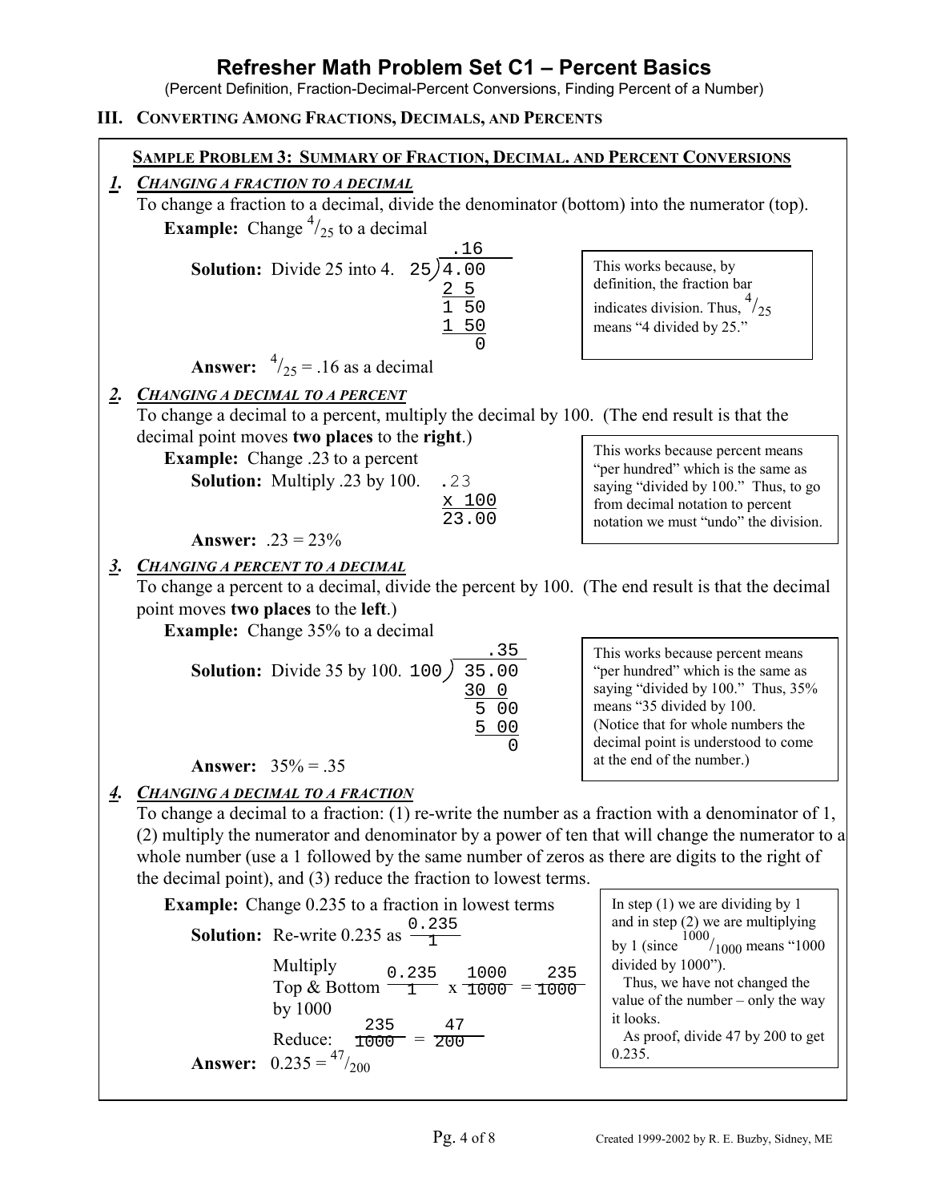# Refresher Math Problem Set C1 – Percent Basics

(Percent Definition, Fraction-Decimal-Percent Conversions, Finding Percent of a Number)

## III. Converting Among Fractions, Decimals, and Percents

### Sample Problem 3: Summary of Fraction, Decimal. and Percent Conversions

**1. *Changing a Fraction to a Decimal***

To change a fraction to a decimal, divide the denominator (bottom) into the numerator (top).

**Example:** Change $^4/_{25}$ to a decimal

**Solution:** Divide 25 into 4.

```
      .16
25 ) 4.00
     2 5
     1 50
     1 50
        0
```

**Answer:** $^4/_{25}$ = .16 as a decimal

> This works because, by definition, the fraction bar indicates division. Thus, $^4/_{25}$ means "4 divided by 25."

**2. *Changing a Decimal to a Percent***

To change a decimal to a percent, multiply the decimal by 100. (The end result is that the decimal point moves **two places** to the **right**.)

**Example:** Change .23 to a percent

**Solution:** Multiply .23 by 100.

```
  .23
x 100
23.00
```

**Answer:** .23 = 23%

> This works because percent means "per hundred" which is the same as saying "divided by 100." Thus, to go from decimal notation to percent notation we must "undo" the division.

**3. *Changing a Percent to a Decimal***

To change a percent to a decimal, divide the percent by 100. (The end result is that the decimal point moves **two places** to the **left**.)

**Example:** Change 35% to a decimal

**Solution:** Divide 35 by 100.

```
        .35
100 ) 35.00
      30 0
       5 00
       5 00
          0
```

**Answer:** 35% = .35

> This works because percent means "per hundred" which is the same as saying "divided by 100." Thus, 35% means "35 divided by 100. (Notice that for whole numbers the decimal point is understood to come at the end of the number.)

**4. *Changing a Decimal to a Fraction***

To change a decimal to a fraction: (1) re-write the number as a fraction with a denominator of 1, (2) multiply the numerator and denominator by a power of ten that will change the numerator to a whole number (use a 1 followed by the same number of zeros as there are digits to the right of the decimal point), and (3) reduce the fraction to lowest terms.

**Example:** Change 0.235 to a fraction in lowest terms

**Solution:** Re-write 0.235 as $\frac{0.235}{1}$

Multiply Top & Bottom by 1000 $\quad \frac{0.235}{1} \times \frac{1000}{1000} = \frac{235}{1000}$

Reduce: $\frac{235}{1000} = \frac{47}{200}$

**Answer:** $0.235 = {}^{47}/_{200}$

> In step (1) we are dividing by 1 and in step (2) we are multiplying by 1 (since $^{1000}/_{1000}$ means "1000 divided by 1000").
>
> Thus, we have not changed the value of the number – only the way it looks.
>
> As proof, divide 47 by 200 to get 0.235.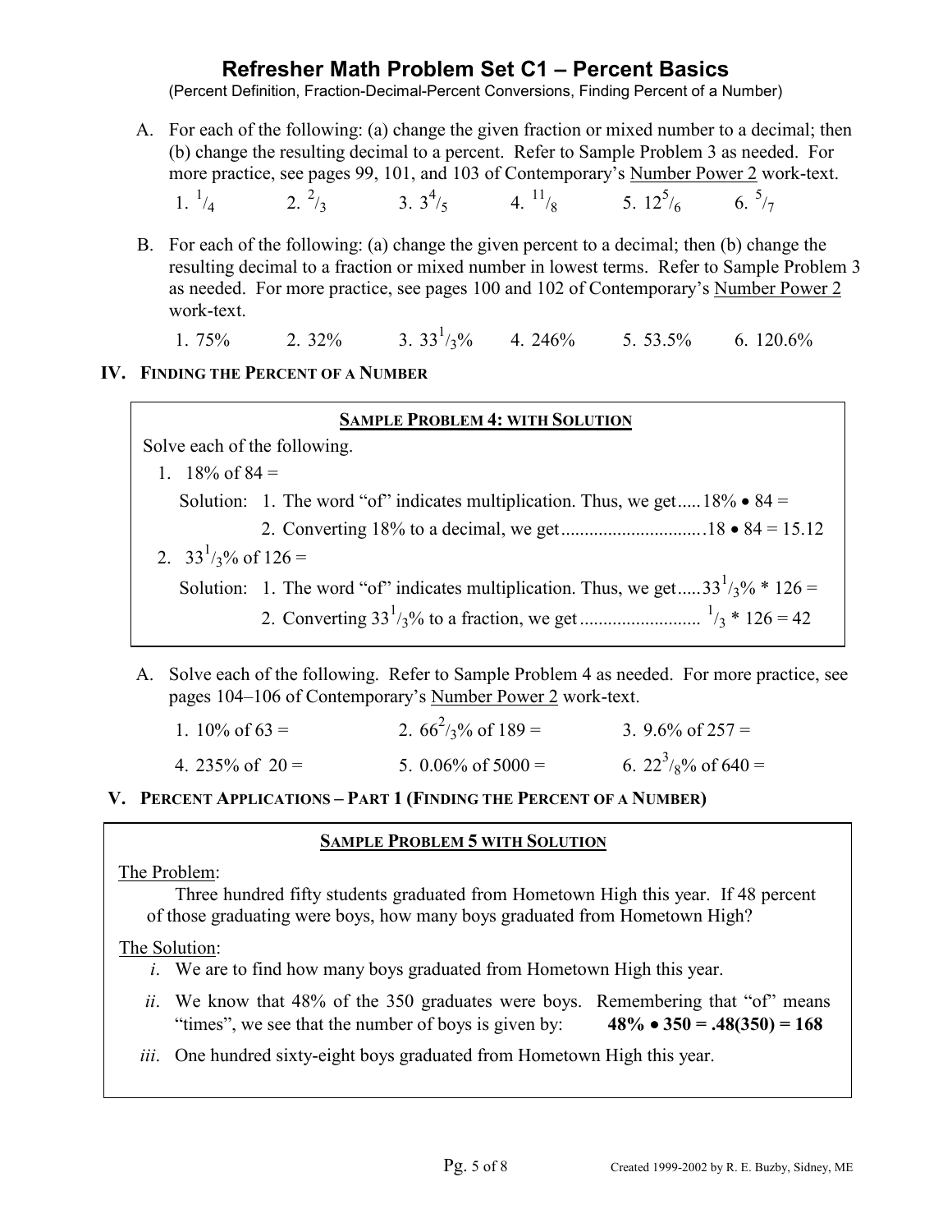# Refresher Math Problem Set C1 – Percent Basics

(Percent Definition, Fraction-Decimal-Percent Conversions, Finding Percent of a Number)

A. For each of the following: (a) change the given fraction or mixed number to a decimal; then (b) change the resulting decimal to a percent. Refer to Sample Problem 3 as needed. For more practice, see pages 99, 101, and 103 of Contemporary's Number Power 2 work-text.

1. $^{1}/_{4}$ 2. $^{2}/_{3}$ 3. $3^{4}/_{5}$ 4. $^{11}/_{8}$ 5. $12^{5}/_{6}$ 6. $^{5}/_{7}$

B. For each of the following: (a) change the given percent to a decimal; then (b) change the resulting decimal to a fraction or mixed number in lowest terms. Refer to Sample Problem 3 as needed. For more practice, see pages 100 and 102 of Contemporary's Number Power 2 work-text.

1. 75% 2. 32% 3. $33^{1}/_{3}$% 4. 246% 5. 53.5% 6. 120.6%

## IV. Finding the Percent of a Number

**SAMPLE PROBLEM 4: WITH SOLUTION**

Solve each of the following.

1. 18% of 84 =

   Solution: 1. The word "of" indicates multiplication. Thus, we get..... $18\% \bullet 84 =$

   2. Converting 18% to a decimal, we get.............................. $.18 \bullet 84 = 15.12$

2. $33^{1}/_{3}$% of 126 =

   Solution: 1. The word "of" indicates multiplication. Thus, we get..... $33^{1}/_{3}\% * 126 =$

   2. Converting $33^{1}/_{3}$% to a fraction, we get......................... $^{1}/_{3} * 126 = 42$

A. Solve each of the following. Refer to Sample Problem 4 as needed. For more practice, see pages 104–106 of Contemporary's Number Power 2 work-text.

1. 10% of 63 = 2. $66^{2}/_{3}$% of 189 = 3. 9.6% of 257 =

4. 235% of 20 = 5. 0.06% of 5000 = 6. $22^{3}/_{8}$% of 640 =

## V. Percent Applications – Part 1 (Finding the Percent of a Number)

**SAMPLE PROBLEM 5 WITH SOLUTION**

The Problem:

Three hundred fifty students graduated from Hometown High this year. If 48 percent of those graduating were boys, how many boys graduated from Hometown High?

The Solution:

*i*. We are to find how many boys graduated from Hometown High this year.

*ii*. We know that 48% of the 350 graduates were boys. Remembering that "of" means "times", we see that the number of boys is given by: $\mathbf{48\% \bullet 350 = .48(350) = 168}$

*iii*. One hundred sixty-eight boys graduated from Hometown High this year.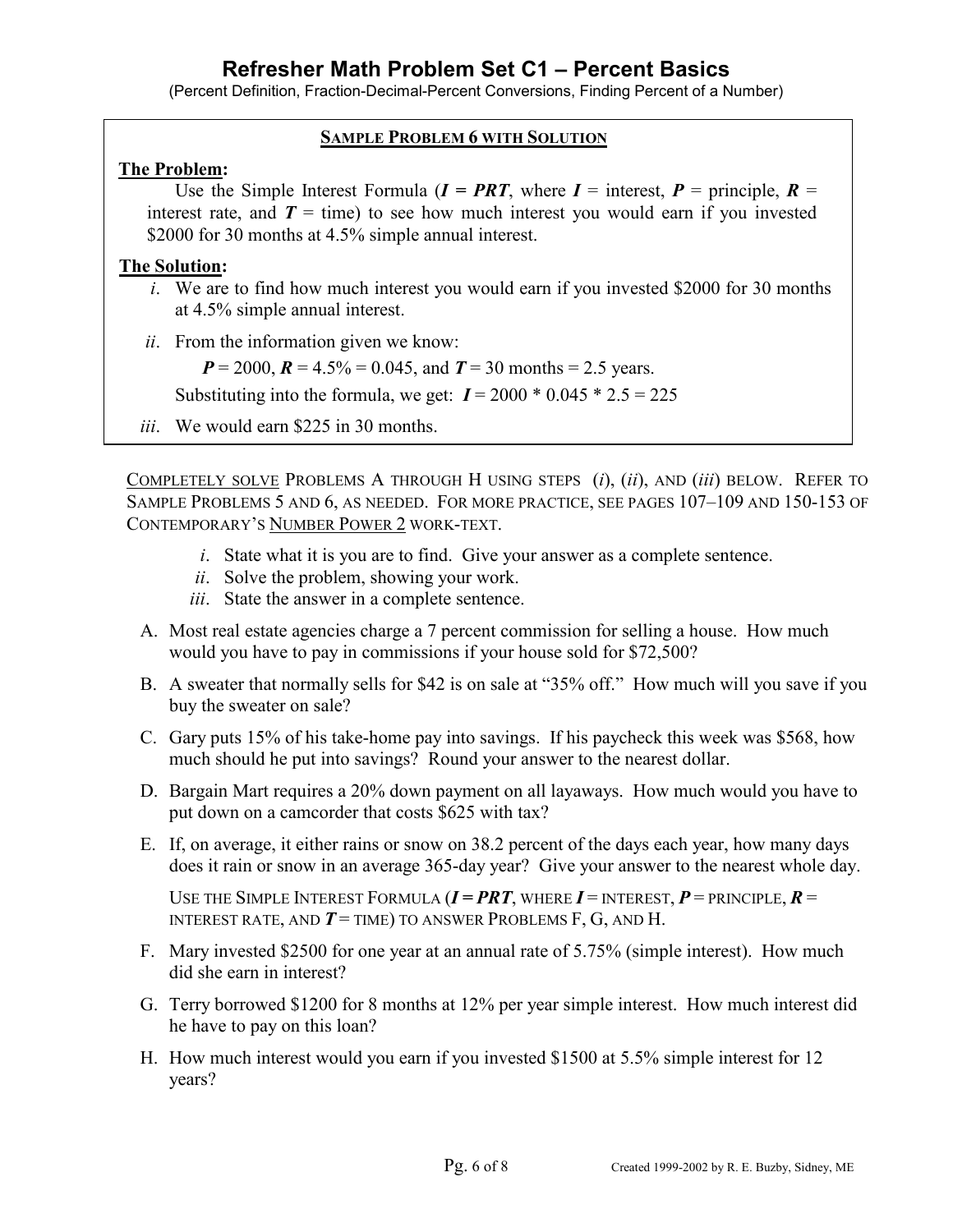# Refresher Math Problem Set C1 – Percent Basics

(Percent Definition, Fraction-Decimal-Percent Conversions, Finding Percent of a Number)

### Sample Problem 6 with Solution

**The Problem:**

Use the Simple Interest Formula (***I = PRT***, where ***I*** = interest, ***P*** = principle, ***R*** = interest rate, and ***T*** = time) to see how much interest you would earn if you invested \$2000 for 30 months at 4.5% simple annual interest.

**The Solution:**

*i*. We are to find how much interest you would earn if you invested \$2000 for 30 months at 4.5% simple annual interest.

*ii*. From the information given we know:

$P = 2000$, $R = 4.5\% = 0.045$, and $T = 30$ months $= 2.5$ years.

Substituting into the formula, we get: $I = 2000 * 0.045 * 2.5 = 225$

*iii*. We would earn \$225 in 30 months.

COMPLETELY SOLVE PROBLEMS A THROUGH H USING STEPS (*i*), (*ii*), AND (*iii*) BELOW. REFER TO SAMPLE PROBLEMS 5 AND 6, AS NEEDED. FOR MORE PRACTICE, SEE PAGES 107–109 AND 150-153 OF CONTEMPORARY'S NUMBER POWER 2 WORK-TEXT.

*i*. State what it is you are to find. Give your answer as a complete sentence.
*ii*. Solve the problem, showing your work.
*iii*. State the answer in a complete sentence.

A. Most real estate agencies charge a 7 percent commission for selling a house. How much would you have to pay in commissions if your house sold for \$72,500?

B. A sweater that normally sells for \$42 is on sale at "35% off." How much will you save if you buy the sweater on sale?

C. Gary puts 15% of his take-home pay into savings. If his paycheck this week was \$568, how much should he put into savings? Round your answer to the nearest dollar.

D. Bargain Mart requires a 20% down payment on all layaways. How much would you have to put down on a camcorder that costs \$625 with tax?

E. If, on average, it either rains or snow on 38.2 percent of the days each year, how many days does it rain or snow in an average 365-day year? Give your answer to the nearest whole day.

USE THE SIMPLE INTEREST FORMULA (***I = PRT***, WHERE ***I*** = INTEREST, ***P*** = PRINCIPLE, ***R*** = INTEREST RATE, AND ***T*** = TIME) TO ANSWER PROBLEMS F, G, AND H.

F. Mary invested \$2500 for one year at an annual rate of 5.75% (simple interest). How much did she earn in interest?

G. Terry borrowed \$1200 for 8 months at 12% per year simple interest. How much interest did he have to pay on this loan?

H. How much interest would you earn if you invested \$1500 at 5.5% simple interest for 12 years?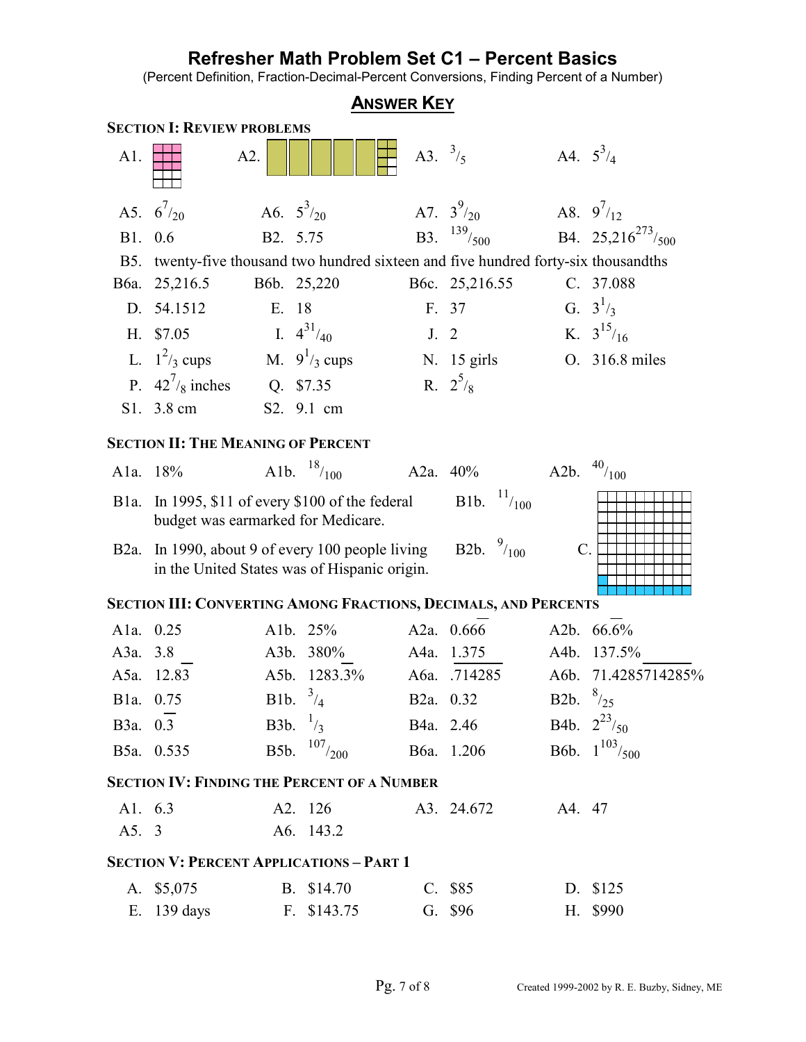# Refresher Math Problem Set C1 – Percent Basics

(Percent Definition, Fraction-Decimal-Percent Conversions, Finding Percent of a Number)

## ANSWER KEY

### SECTION I: REVIEW PROBLEMS

| | | | | | | | |
|---|---|---|---|---|---|---|---|
| A1. | | A2. | | A3. | $^3/_5$ | A4. | $5^3/_4$ |
| A5. | $6^7/_{20}$ | A6. | $5^3/_{20}$ | A7. | $3^9/_{20}$ | A8. | $9^7/_{12}$ |
| B1. | 0.6 | B2. | 5.75 | B3. | $^{139}/_{500}$ | B4. | $25{,}216^{273}/_{500}$ |

B5. twenty-five thousand two hundred sixteen and five hundred forty-six thousandths

| | | | | | | | |
|---|---|---|---|---|---|---|---|
| B6a. | 25,216.5 | B6b. | 25,220 | B6c. | 25,216.55 | C. | 37.088 |
| D. | 54.1512 | E. | 18 | F. | 37 | G. | $3^1/_3$ |
| H. | $7.05 | I. | $4^{31}/_{40}$ | J. | 2 | K. | $3^{15}/_{16}$ |
| L. | $1^2/_3$ cups | M. | $9^1/_3$ cups | N. | 15 girls | O. | 316.8 miles |
| P. | $42^7/_8$ inches | Q. | $7.35 | R. | $2^5/_8$ | | |
| S1. | 3.8 cm | S2. | 9.1 cm | | | | |

### SECTION II: THE MEANING OF PERCENT

| | | | | | | | |
|---|---|---|---|---|---|---|---|
| A1a. | 18% | A1b. | $^{18}/_{100}$ | A2a. | 40% | A2b. | $^{40}/_{100}$ |

B1a. In 1995, $11 of every $100 of the federal budget was earmarked for Medicare. B1b. $^{11}/_{100}$

B2a. In 1990, about 9 of every 100 people living in the United States was of Hispanic origin. B2b. $^{9}/_{100}$

C.

### SECTION III: CONVERTING AMONG FRACTIONS, DECIMALS, AND PERCENTS

| | | | | | | | |
|---|---|---|---|---|---|---|---|
| A1a. | 0.25 | A1b. | 25% | A2a. | $0.66\overline{6}$ | A2b. | $66.\overline{6}\%$ |
| A3a. | 3.8 | A3b. | 380% | A4a. | 1.375 | A4b. | 137.5% |
| A5a. | $12.8\overline{3}$ | A5b. | $128\overline{3}.3\%$ | A6a. | $.\overline{714285}$ | A6b. | $71.4\overline{285714}285\%$ |
| B1a. | 0.75 | B1b. | $^3/_4$ | B2a. | 0.32 | B2b. | $^8/_{25}$ |
| B3a. | $0.\overline{3}$ | B3b. | $^1/_3$ | B4a. | 2.46 | B4b. | $2^{23}/_{50}$ |
| B5a. | 0.535 | B5b. | $^{107}/_{200}$ | B6a. | 1.206 | B6b. | $1^{103}/_{500}$ |

### SECTION IV: FINDING THE PERCENT OF A NUMBER

| | | | | | | | |
|---|---|---|---|---|---|---|---|
| A1. | 6.3 | A2. | 126 | A3. | 24.672 | A4. | 47 |
| A5. | 3 | A6. | 143.2 | | | | |

### SECTION V: PERCENT APPLICATIONS – PART 1

| | | | | | | | |
|---|---|---|---|---|---|---|---|
| A. | $5,075 | B. | $14.70 | C. | $85 | D. | $125 |
| E. | 139 days | F. | $143.75 | G. | $96 | H. | $990 |

Created 1999-2002 by R. E. Buzby, Sidney, ME